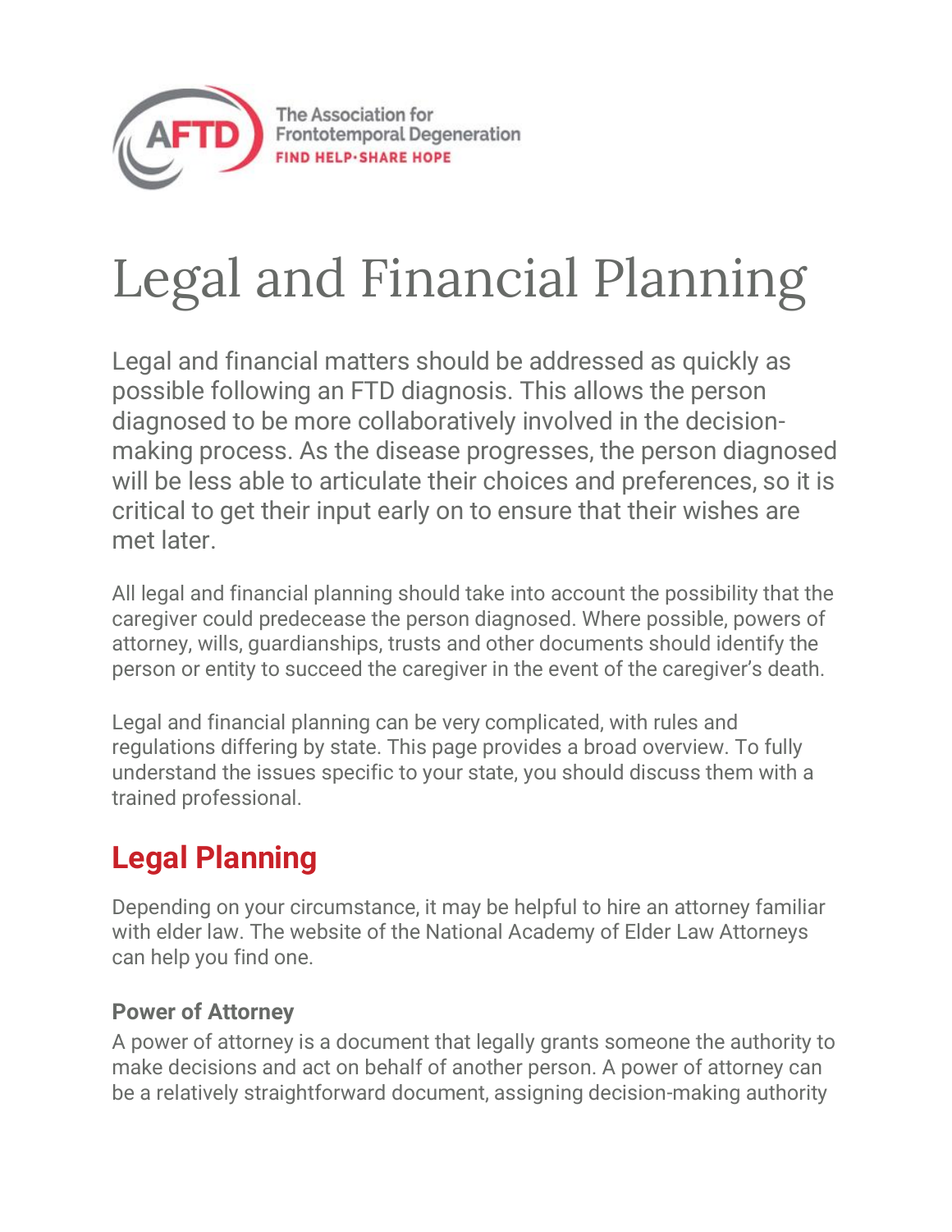The Association for Frontotemporal Degeneration
FIND HELP·SHARE HOPE

# Legal and Financial Planning

Legal and financial matters should be addressed as quickly as possible following an FTD diagnosis. This allows the person diagnosed to be more collaboratively involved in the decision-making process. As the disease progresses, the person diagnosed will be less able to articulate their choices and preferences, so it is critical to get their input early on to ensure that their wishes are met later.

All legal and financial planning should take into account the possibility that the caregiver could predecease the person diagnosed. Where possible, powers of attorney, wills, guardianships, trusts and other documents should identify the person or entity to succeed the caregiver in the event of the caregiver's death.

Legal and financial planning can be very complicated, with rules and regulations differing by state. This page provides a broad overview. To fully understand the issues specific to your state, you should discuss them with a trained professional.

## Legal Planning

Depending on your circumstance, it may be helpful to hire an attorney familiar with elder law. The website of the National Academy of Elder Law Attorneys can help you find one.

### Power of Attorney

A power of attorney is a document that legally grants someone the authority to make decisions and act on behalf of another person. A power of attorney can be a relatively straightforward document, assigning decision-making authority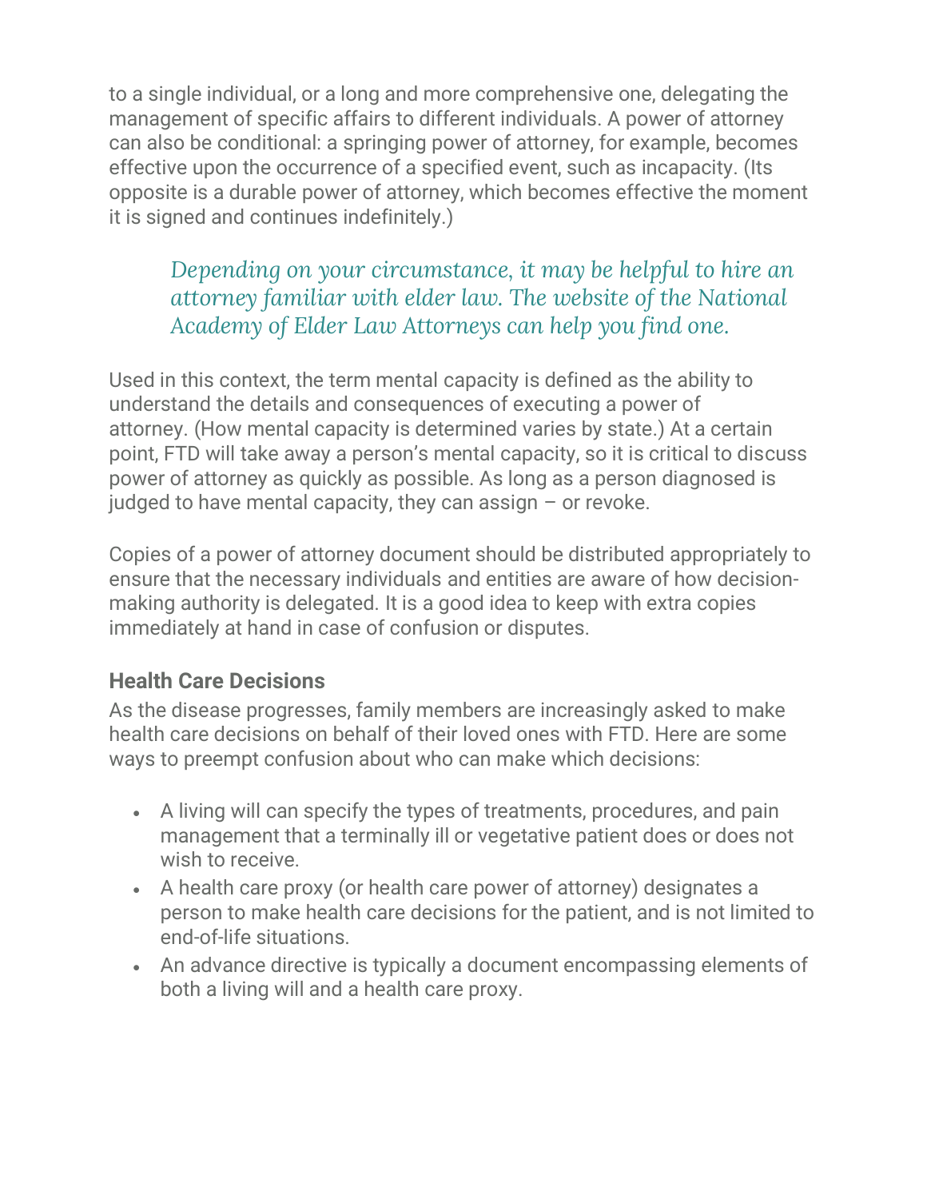to a single individual, or a long and more comprehensive one, delegating the management of specific affairs to different individuals. A power of attorney can also be conditional: a springing power of attorney, for example, becomes effective upon the occurrence of a specified event, such as incapacity. (Its opposite is a durable power of attorney, which becomes effective the moment it is signed and continues indefinitely.)

> *Depending on your circumstance, it may be helpful to hire an attorney familiar with elder law. The website of the National Academy of Elder Law Attorneys can help you find one.*

Used in this context, the term mental capacity is defined as the ability to understand the details and consequences of executing a power of attorney. (How mental capacity is determined varies by state.) At a certain point, FTD will take away a person's mental capacity, so it is critical to discuss power of attorney as quickly as possible. As long as a person diagnosed is judged to have mental capacity, they can assign – or revoke.

Copies of a power of attorney document should be distributed appropriately to ensure that the necessary individuals and entities are aware of how decision-making authority is delegated. It is a good idea to keep with extra copies immediately at hand in case of confusion or disputes.

### Health Care Decisions

As the disease progresses, family members are increasingly asked to make health care decisions on behalf of their loved ones with FTD. Here are some ways to preempt confusion about who can make which decisions:

- A living will can specify the types of treatments, procedures, and pain management that a terminally ill or vegetative patient does or does not wish to receive.
- A health care proxy (or health care power of attorney) designates a person to make health care decisions for the patient, and is not limited to end-of-life situations.
- An advance directive is typically a document encompassing elements of both a living will and a health care proxy.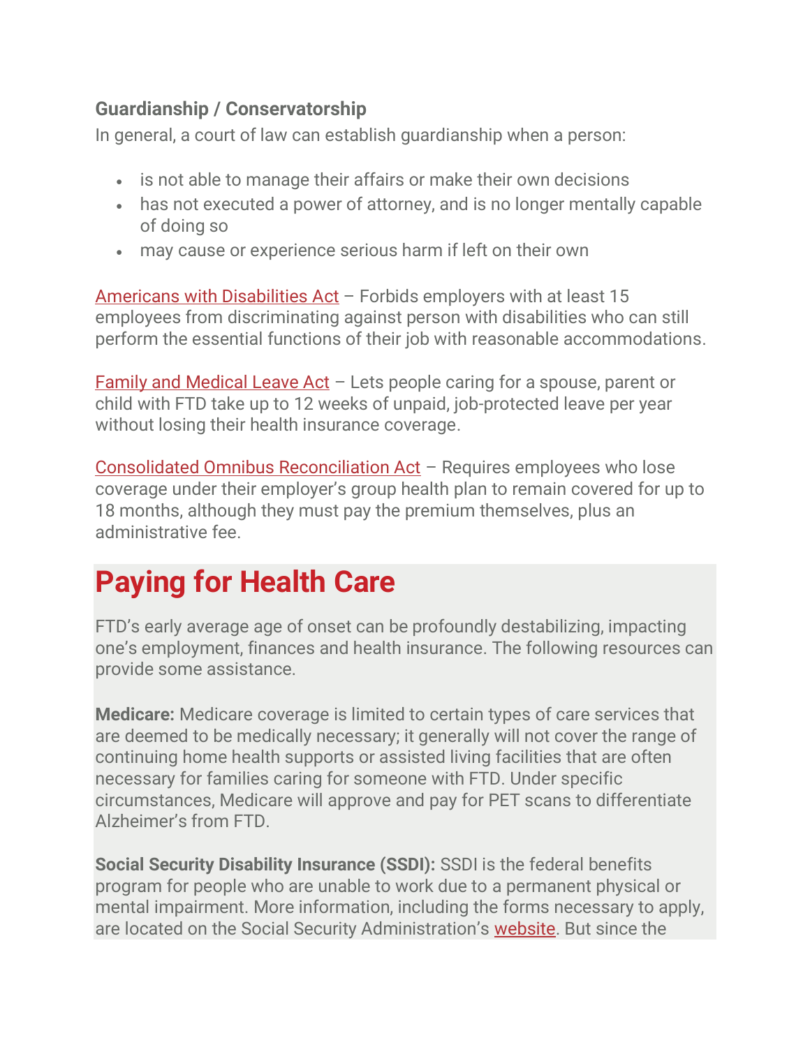### Guardianship / Conservatorship

In general, a court of law can establish guardianship when a person:

- is not able to manage their affairs or make their own decisions
- has not executed a power of attorney, and is no longer mentally capable of doing so
- may cause or experience serious harm if left on their own

Americans with Disabilities Act – Forbids employers with at least 15 employees from discriminating against person with disabilities who can still perform the essential functions of their job with reasonable accommodations.

Family and Medical Leave Act – Lets people caring for a spouse, parent or child with FTD take up to 12 weeks of unpaid, job-protected leave per year without losing their health insurance coverage.

Consolidated Omnibus Reconciliation Act – Requires employees who lose coverage under their employer's group health plan to remain covered for up to 18 months, although they must pay the premium themselves, plus an administrative fee.

# Paying for Health Care

FTD's early average age of onset can be profoundly destabilizing, impacting one's employment, finances and health insurance. The following resources can provide some assistance.

**Medicare:** Medicare coverage is limited to certain types of care services that are deemed to be medically necessary; it generally will not cover the range of continuing home health supports or assisted living facilities that are often necessary for families caring for someone with FTD. Under specific circumstances, Medicare will approve and pay for PET scans to differentiate Alzheimer's from FTD.

**Social Security Disability Insurance (SSDI):** SSDI is the federal benefits program for people who are unable to work due to a permanent physical or mental impairment. More information, including the forms necessary to apply, are located on the Social Security Administration's website. But since the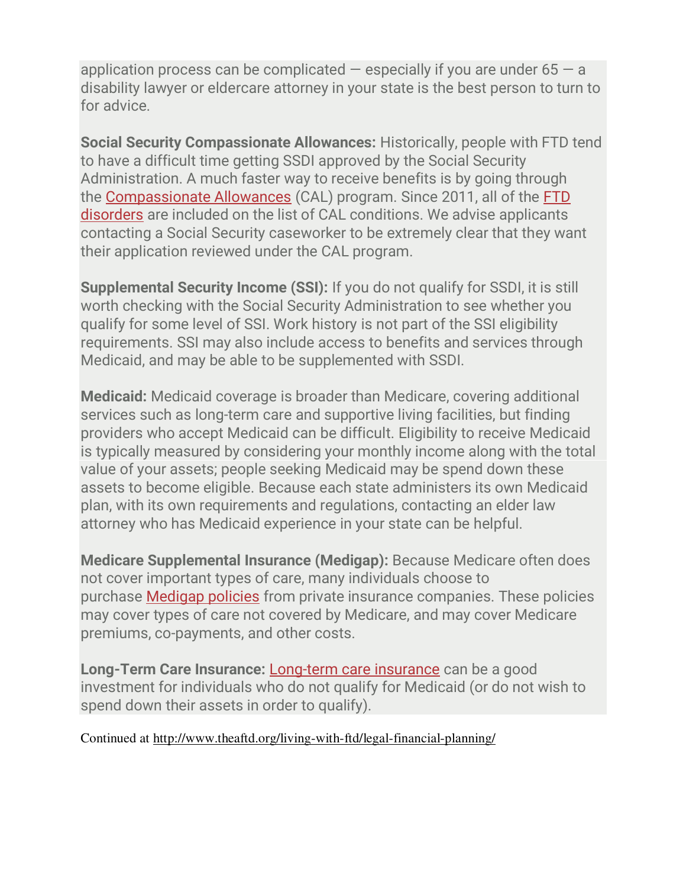application process can be complicated — especially if you are under 65 — a disability lawyer or eldercare attorney in your state is the best person to turn to for advice.

**Social Security Compassionate Allowances:** Historically, people with FTD tend to have a difficult time getting SSDI approved by the Social Security Administration. A much faster way to receive benefits is by going through the Compassionate Allowances (CAL) program. Since 2011, all of the FTD disorders are included on the list of CAL conditions. We advise applicants contacting a Social Security caseworker to be extremely clear that they want their application reviewed under the CAL program.

**Supplemental Security Income (SSI):** If you do not qualify for SSDI, it is still worth checking with the Social Security Administration to see whether you qualify for some level of SSI. Work history is not part of the SSI eligibility requirements. SSI may also include access to benefits and services through Medicaid, and may be able to be supplemented with SSDI.

**Medicaid:** Medicaid coverage is broader than Medicare, covering additional services such as long-term care and supportive living facilities, but finding providers who accept Medicaid can be difficult. Eligibility to receive Medicaid is typically measured by considering your monthly income along with the total value of your assets; people seeking Medicaid may be spend down these assets to become eligible. Because each state administers its own Medicaid plan, with its own requirements and regulations, contacting an elder law attorney who has Medicaid experience in your state can be helpful.

**Medicare Supplemental Insurance (Medigap):** Because Medicare often does not cover important types of care, many individuals choose to purchase Medigap policies from private insurance companies. These policies may cover types of care not covered by Medicare, and may cover Medicare premiums, co-payments, and other costs.

**Long-Term Care Insurance:** Long-term care insurance can be a good investment for individuals who do not qualify for Medicaid (or do not wish to spend down their assets in order to qualify).

Continued at http://www.theaftd.org/living-with-ftd/legal-financial-planning/